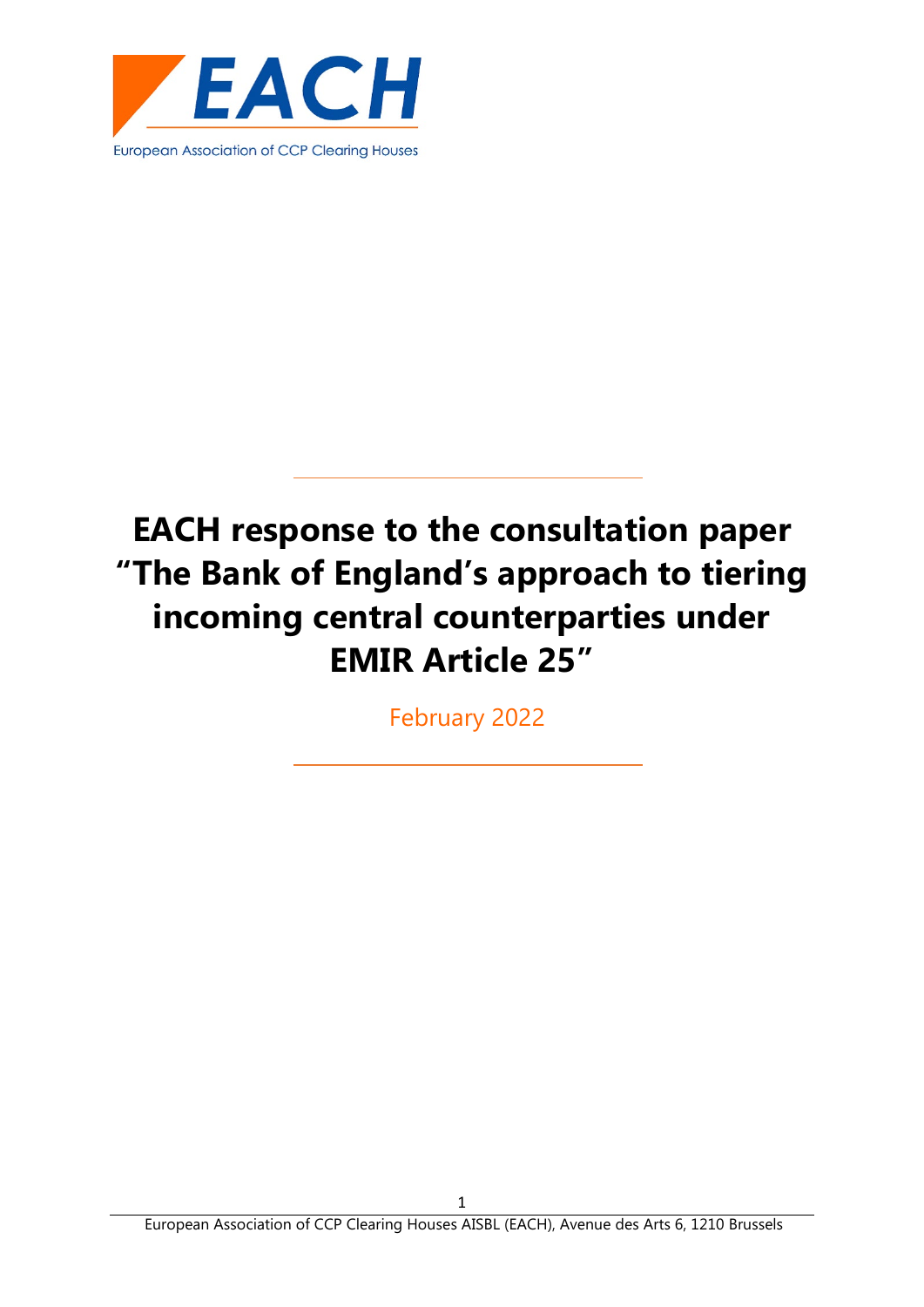EACH

European Association of CCP Clearing Houses

# EACH response to the consultation paper "The Bank of England's approach to tiering incoming central counterparties under EMIR Article 25"

February 2022

European Association of CCP Clearing Houses AISBL (EACH), Avenue des Arts 6, 1210 Brussels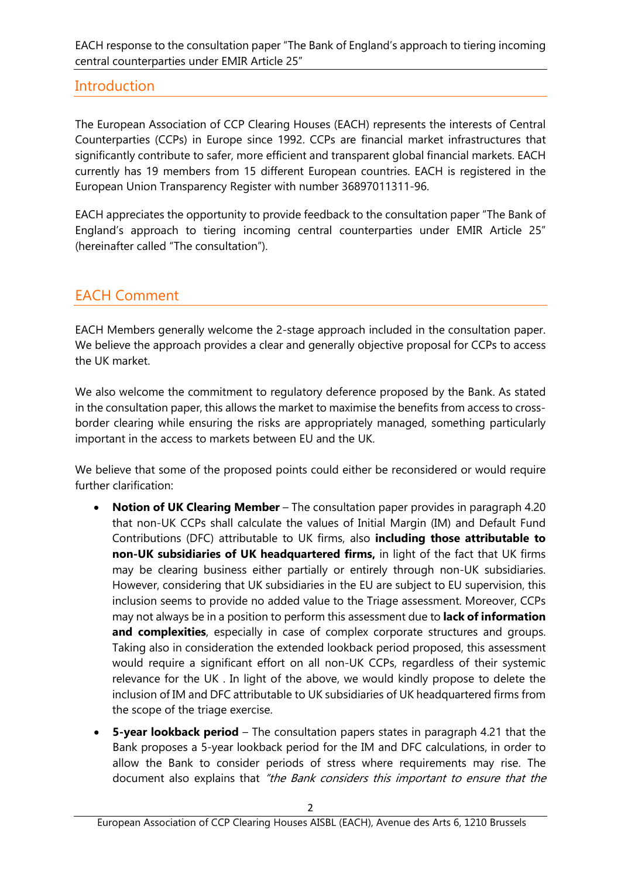## Introduction

The European Association of CCP Clearing Houses (EACH) represents the interests of Central Counterparties (CCPs) in Europe since 1992. CCPs are financial market infrastructures that significantly contribute to safer, more efficient and transparent global financial markets. EACH currently has 19 members from 15 different European countries. EACH is registered in the European Union Transparency Register with number 36897011311-96.

EACH appreciates the opportunity to provide feedback to the consultation paper "The Bank of England's approach to tiering incoming central counterparties under EMIR Article 25" (hereinafter called "The consultation").

## EACH Comment

EACH Members generally welcome the 2-stage approach included in the consultation paper. We believe the approach provides a clear and generally objective proposal for CCPs to access the UK market.

We also welcome the commitment to regulatory deference proposed by the Bank. As stated in the consultation paper, this allows the market to maximise the benefits from access to cross-border clearing while ensuring the risks are appropriately managed, something particularly important in the access to markets between EU and the UK.

We believe that some of the proposed points could either be reconsidered or would require further clarification:

- **Notion of UK Clearing Member** – The consultation paper provides in paragraph 4.20 that non-UK CCPs shall calculate the values of Initial Margin (IM) and Default Fund Contributions (DFC) attributable to UK firms, also **including those attributable to non-UK subsidiaries of UK headquartered firms,** in light of the fact that UK firms may be clearing business either partially or entirely through non-UK subsidiaries. However, considering that UK subsidiaries in the EU are subject to EU supervision, this inclusion seems to provide no added value to the Triage assessment. Moreover, CCPs may not always be in a position to perform this assessment due to **lack of information and complexities**, especially in case of complex corporate structures and groups. Taking also in consideration the extended lookback period proposed, this assessment would require a significant effort on all non-UK CCPs, regardless of their systemic relevance for the UK . In light of the above, we would kindly propose to delete the inclusion of IM and DFC attributable to UK subsidiaries of UK headquartered firms from the scope of the triage exercise.
- **5-year lookback period** – The consultation papers states in paragraph 4.21 that the Bank proposes a 5-year lookback period for the IM and DFC calculations, in order to allow the Bank to consider periods of stress where requirements may rise. The document also explains that *"the Bank considers this important to ensure that the*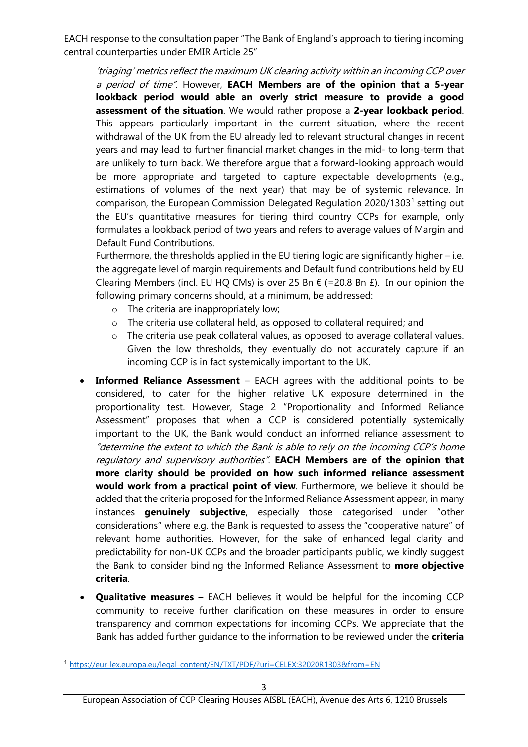*'triaging' metrics reflect the maximum UK clearing activity within an incoming CCP over a period of time"*. However, **EACH Members are of the opinion that a 5-year lookback period would able an overly strict measure to provide a good assessment of the situation**. We would rather propose a **2-year lookback period**. This appears particularly important in the current situation, where the recent withdrawal of the UK from the EU already led to relevant structural changes in recent years and may lead to further financial market changes in the mid- to long-term that are unlikely to turn back. We therefore argue that a forward-looking approach would be more appropriate and targeted to capture expectable developments (e.g., estimations of volumes of the next year) that may be of systemic relevance. In comparison, the European Commission Delegated Regulation 2020/1303[1] setting out the EU's quantitative measures for tiering third country CCPs for example, only formulates a lookback period of two years and refers to average values of Margin and Default Fund Contributions.

Furthermore, the thresholds applied in the EU tiering logic are significantly higher – i.e. the aggregate level of margin requirements and Default fund contributions held by EU Clearing Members (incl. EU HQ CMs) is over 25 Bn € (=20.8 Bn £). In our opinion the following primary concerns should, at a minimum, be addressed:

- The criteria are inappropriately low;
- The criteria use collateral held, as opposed to collateral required; and
- The criteria use peak collateral values, as opposed to average collateral values. Given the low thresholds, they eventually do not accurately capture if an incoming CCP is in fact systemically important to the UK.

- **Informed Reliance Assessment** – EACH agrees with the additional points to be considered, to cater for the higher relative UK exposure determined in the proportionality test. However, Stage 2 "Proportionality and Informed Reliance Assessment" proposes that when a CCP is considered potentially systemically important to the UK, the Bank would conduct an informed reliance assessment to *"determine the extent to which the Bank is able to rely on the incoming CCP's home regulatory and supervisory authorities"*. **EACH Members are of the opinion that more clarity should be provided on how such informed reliance assessment would work from a practical point of view**. Furthermore, we believe it should be added that the criteria proposed for the Informed Reliance Assessment appear, in many instances **genuinely subjective**, especially those categorised under "other considerations" where e.g. the Bank is requested to assess the "cooperative nature" of relevant home authorities. However, for the sake of enhanced legal clarity and predictability for non-UK CCPs and the broader participants public, we kindly suggest the Bank to consider binding the Informed Reliance Assessment to **more objective criteria**.

- **Qualitative measures** – EACH believes it would be helpful for the incoming CCP community to receive further clarification on these measures in order to ensure transparency and common expectations for incoming CCPs. We appreciate that the Bank has added further guidance to the information to be reviewed under the **criteria**

[1] https://eur-lex.europa.eu/legal-content/EN/TXT/PDF/?uri=CELEX:32020R1303&from=EN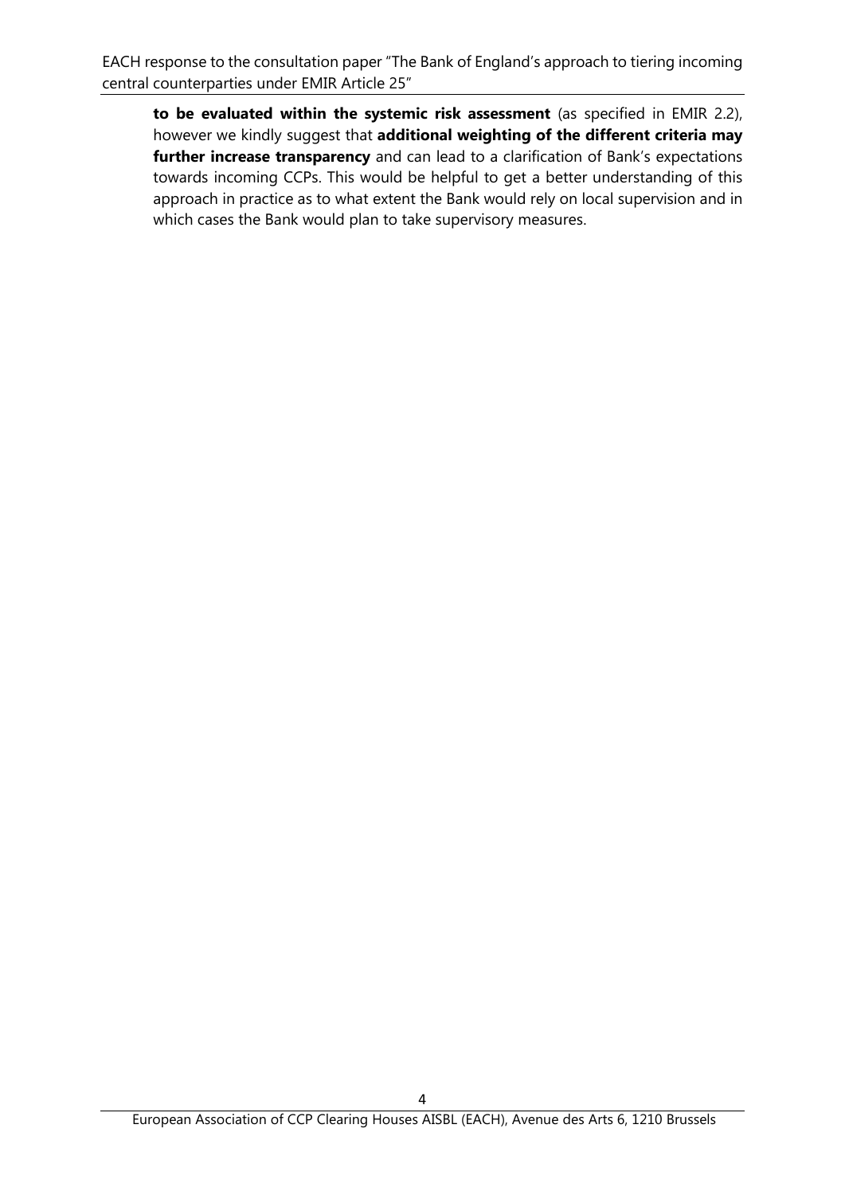**to be evaluated within the systemic risk assessment** (as specified in EMIR 2.2), however we kindly suggest that **additional weighting of the different criteria may further increase transparency** and can lead to a clarification of Bank's expectations towards incoming CCPs. This would be helpful to get a better understanding of this approach in practice as to what extent the Bank would rely on local supervision and in which cases the Bank would plan to take supervisory measures.